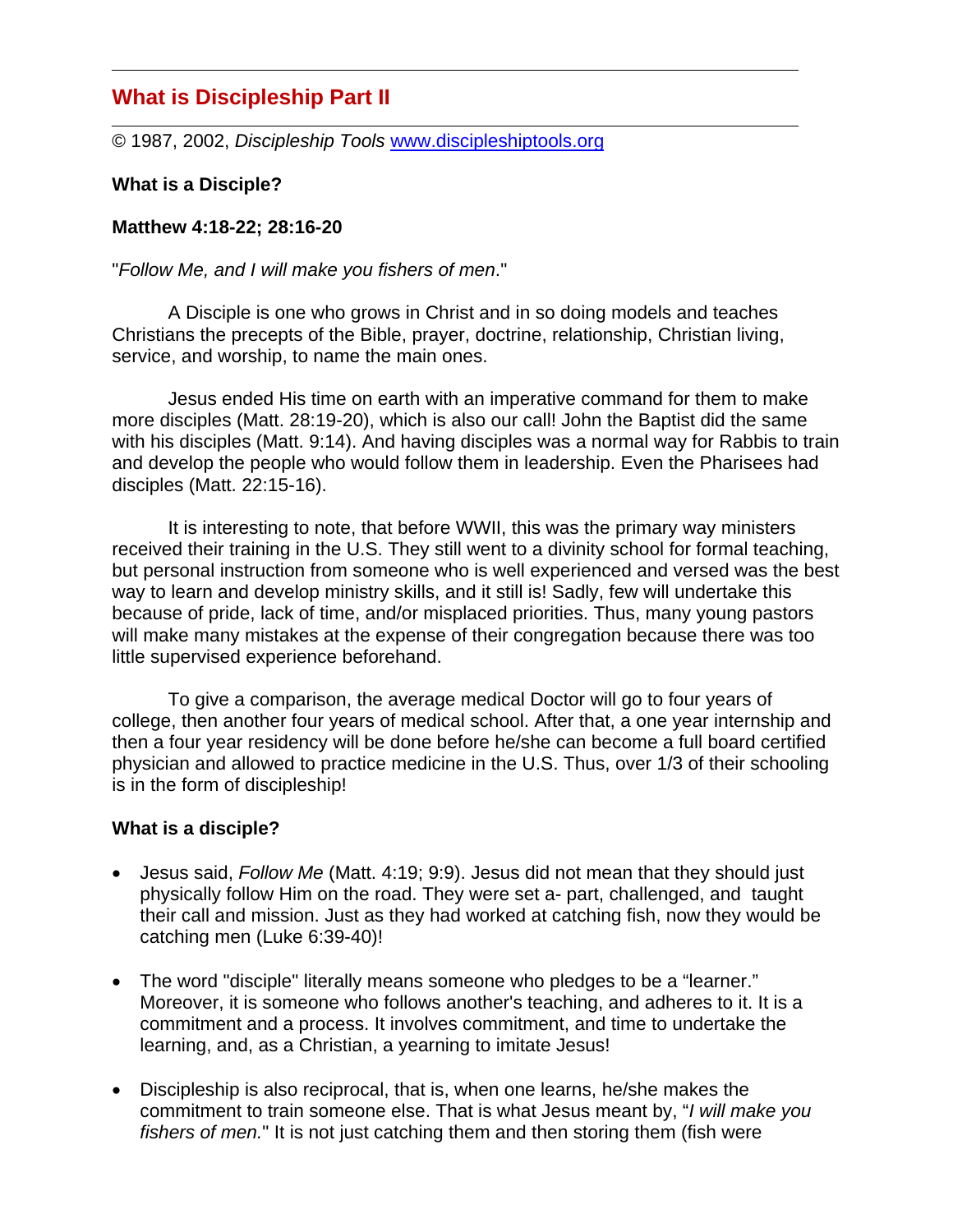## What is Discipleship Part II

© 1987, 2002, *Discipleship Tools* [www.discipleshiptools.org](http://www.discipleshiptools.org)

**What is a Disciple?**

**Matthew 4:18-22; 28:16-20**

"*Follow Me, and I will make you fishers of men*."

A Disciple is one who grows in Christ and in so doing models and teaches Christians the precepts of the Bible, prayer, doctrine, relationship, Christian living, service, and worship, to name the main ones.

Jesus ended His time on earth with an imperative command for them to make more disciples (Matt. 28:19-20), which is also our call! John the Baptist did the same with his disciples (Matt. 9:14). And having disciples was a normal way for Rabbis to train and develop the people who would follow them in leadership. Even the Pharisees had disciples (Matt. 22:15-16).

It is interesting to note, that before WWII, this was the primary way ministers received their training in the U.S. They still went to a divinity school for formal teaching, but personal instruction from someone who is well experienced and versed was the best way to learn and develop ministry skills, and it still is! Sadly, few will undertake this because of pride, lack of time, and/or misplaced priorities. Thus, many young pastors will make many mistakes at the expense of their congregation because there was too little supervised experience beforehand.

To give a comparison, the average medical Doctor will go to four years of college, then another four years of medical school. After that, a one year internship and then a four year residency will be done before he/she can become a full board certified physician and allowed to practice medicine in the U.S. Thus, over 1/3 of their schooling is in the form of discipleship!

**What is a disciple?**

- Jesus said, *Follow Me* (Matt. 4:19; 9:9). Jesus did not mean that they should just physically follow Him on the road. They were set a- part, challenged, and taught their call and mission. Just as they had worked at catching fish, now they would be catching men (Luke 6:39-40)!
- The word "disciple" literally means someone who pledges to be a "learner." Moreover, it is someone who follows another's teaching, and adheres to it. It is a commitment and a process. It involves commitment, and time to undertake the learning, and, as a Christian, a yearning to imitate Jesus!
- Discipleship is also reciprocal, that is, when one learns, he/she makes the commitment to train someone else. That is what Jesus meant by, "*I will make you fishers of men.*" It is not just catching them and then storing them (fish were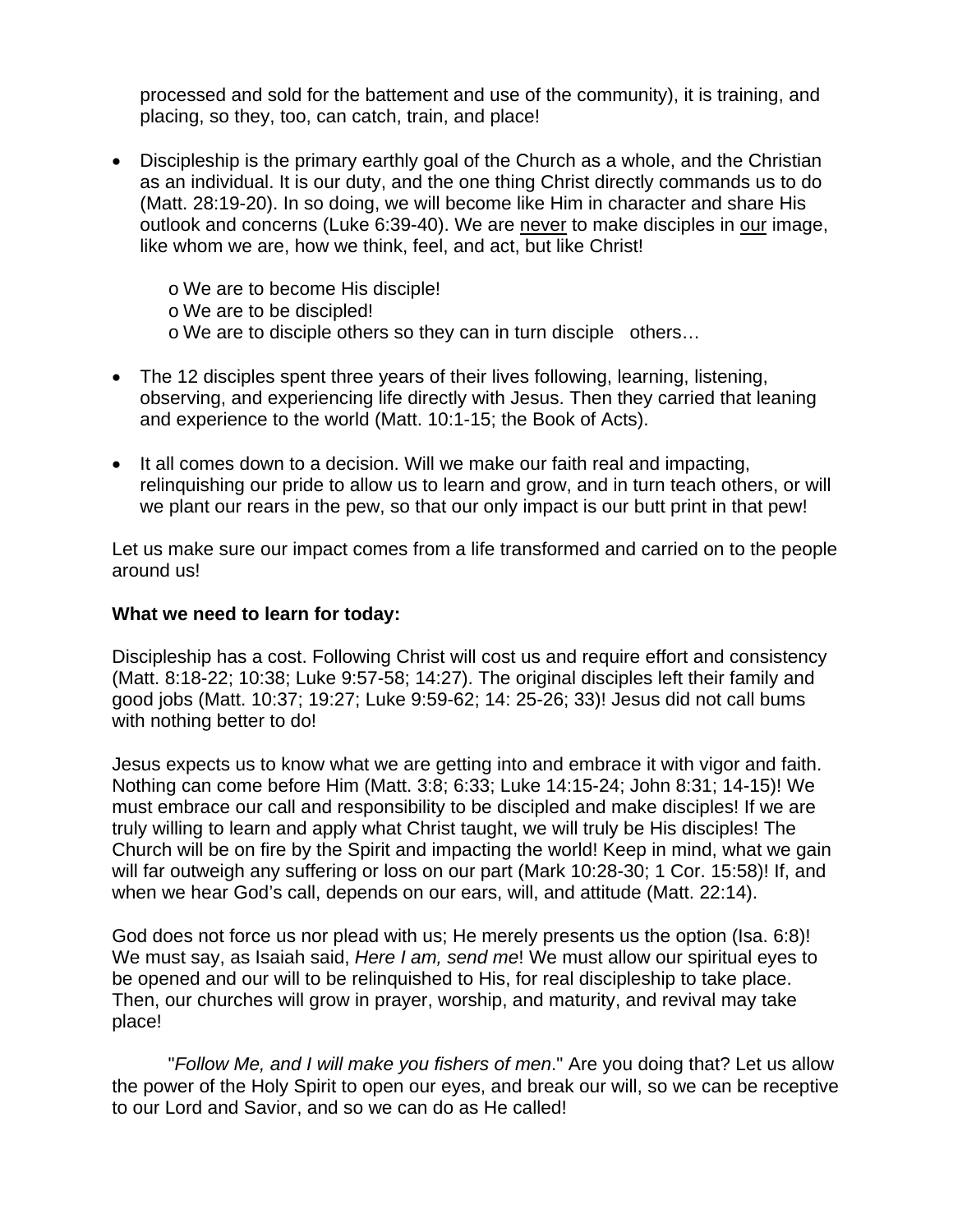processed and sold for the battement and use of the community), it is training, and placing, so they, too, can catch, train, and place!

- Discipleship is the primary earthly goal of the Church as a whole, and the Christian as an individual. It is our duty, and the one thing Christ directly commands us to do (Matt. 28:19-20). In so doing, we will become like Him in character and share His outlook and concerns (Luke 6:39-40). We are <u>never</u> to make disciples in <u>our</u> image, like whom we are, how we think, feel, and act, but like Christ!

  - We are to become His disciple!
  - We are to be discipled!
  - We are to disciple others so they can in turn disciple others…

- The 12 disciples spent three years of their lives following, learning, listening, observing, and experiencing life directly with Jesus. Then they carried that leaning and experience to the world (Matt. 10:1-15; the Book of Acts).

- It all comes down to a decision. Will we make our faith real and impacting, relinquishing our pride to allow us to learn and grow, and in turn teach others, or will we plant our rears in the pew, so that our only impact is our butt print in that pew!

Let us make sure our impact comes from a life transformed and carried on to the people around us!

**What we need to learn for today:**

Discipleship has a cost. Following Christ will cost us and require effort and consistency (Matt. 8:18-22; 10:38; Luke 9:57-58; 14:27). The original disciples left their family and good jobs (Matt. 10:37; 19:27; Luke 9:59-62; 14: 25-26; 33)! Jesus did not call bums with nothing better to do!

Jesus expects us to know what we are getting into and embrace it with vigor and faith. Nothing can come before Him (Matt. 3:8; 6:33; Luke 14:15-24; John 8:31; 14-15)! We must embrace our call and responsibility to be discipled and make disciples! If we are truly willing to learn and apply what Christ taught, we will truly be His disciples! The Church will be on fire by the Spirit and impacting the world! Keep in mind, what we gain will far outweigh any suffering or loss on our part (Mark 10:28-30; 1 Cor. 15:58)! If, and when we hear God's call, depends on our ears, will, and attitude (Matt. 22:14).

God does not force us nor plead with us; He merely presents us the option (Isa. 6:8)! We must say, as Isaiah said, *Here I am, send me*! We must allow our spiritual eyes to be opened and our will to be relinquished to His, for real discipleship to take place. Then, our churches will grow in prayer, worship, and maturity, and revival may take place!

"*Follow Me, and I will make you fishers of men*." Are you doing that? Let us allow the power of the Holy Spirit to open our eyes, and break our will, so we can be receptive to our Lord and Savior, and so we can do as He called!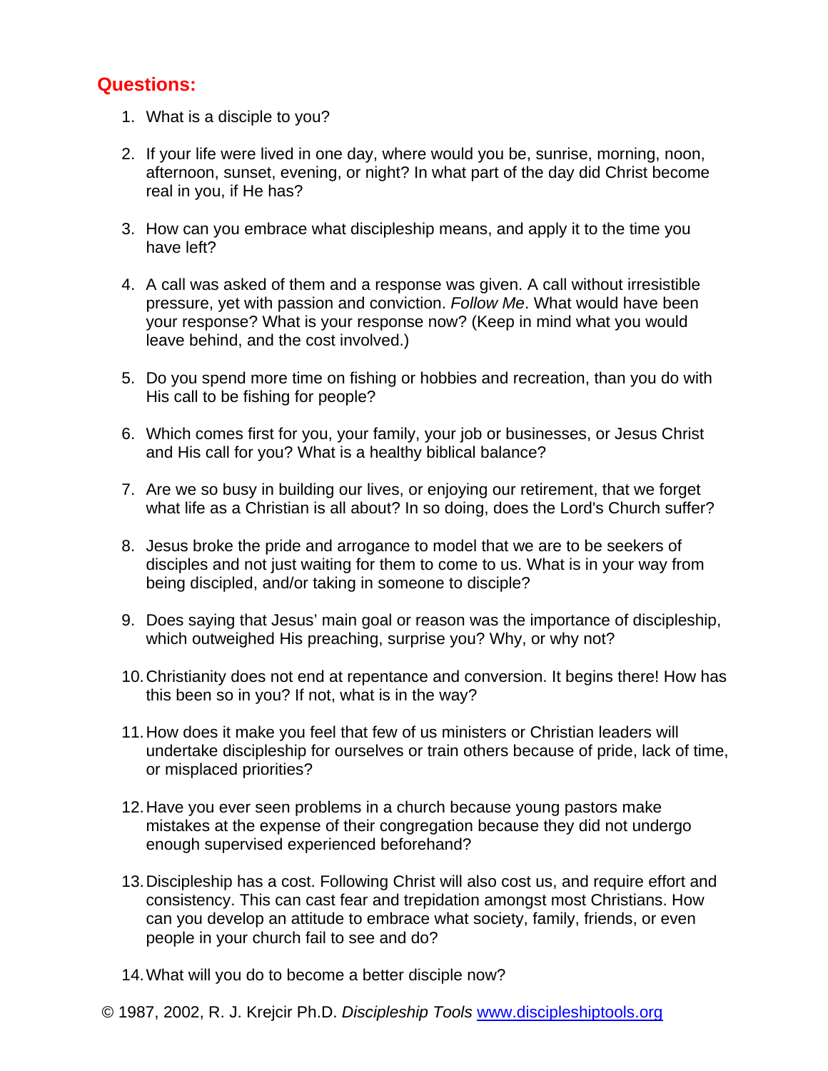## Questions:

1. What is a disciple to you?

2. If your life were lived in one day, where would you be, sunrise, morning, noon, afternoon, sunset, evening, or night? In what part of the day did Christ become real in you, if He has?

3. How can you embrace what discipleship means, and apply it to the time you have left?

4. A call was asked of them and a response was given. A call without irresistible pressure, yet with passion and conviction. *Follow Me*. What would have been your response? What is your response now? (Keep in mind what you would leave behind, and the cost involved.)

5. Do you spend more time on fishing or hobbies and recreation, than you do with His call to be fishing for people?

6. Which comes first for you, your family, your job or businesses, or Jesus Christ and His call for you? What is a healthy biblical balance?

7. Are we so busy in building our lives, or enjoying our retirement, that we forget what life as a Christian is all about? In so doing, does the Lord's Church suffer?

8. Jesus broke the pride and arrogance to model that we are to be seekers of disciples and not just waiting for them to come to us. What is in your way from being discipled, and/or taking in someone to disciple?

9. Does saying that Jesus' main goal or reason was the importance of discipleship, which outweighed His preaching, surprise you? Why, or why not?

10. Christianity does not end at repentance and conversion. It begins there! How has this been so in you? If not, what is in the way?

11. How does it make you feel that few of us ministers or Christian leaders will undertake discipleship for ourselves or train others because of pride, lack of time, or misplaced priorities?

12. Have you ever seen problems in a church because young pastors make mistakes at the expense of their congregation because they did not undergo enough supervised experienced beforehand?

13. Discipleship has a cost. Following Christ will also cost us, and require effort and consistency. This can cast fear and trepidation amongst most Christians. How can you develop an attitude to embrace what society, family, friends, or even people in your church fail to see and do?

14. What will you do to become a better disciple now?

© 1987, 2002, R. J. Krejcir Ph.D. *Discipleship Tools* [www.discipleshiptools.org](http://www.discipleshiptools.org)